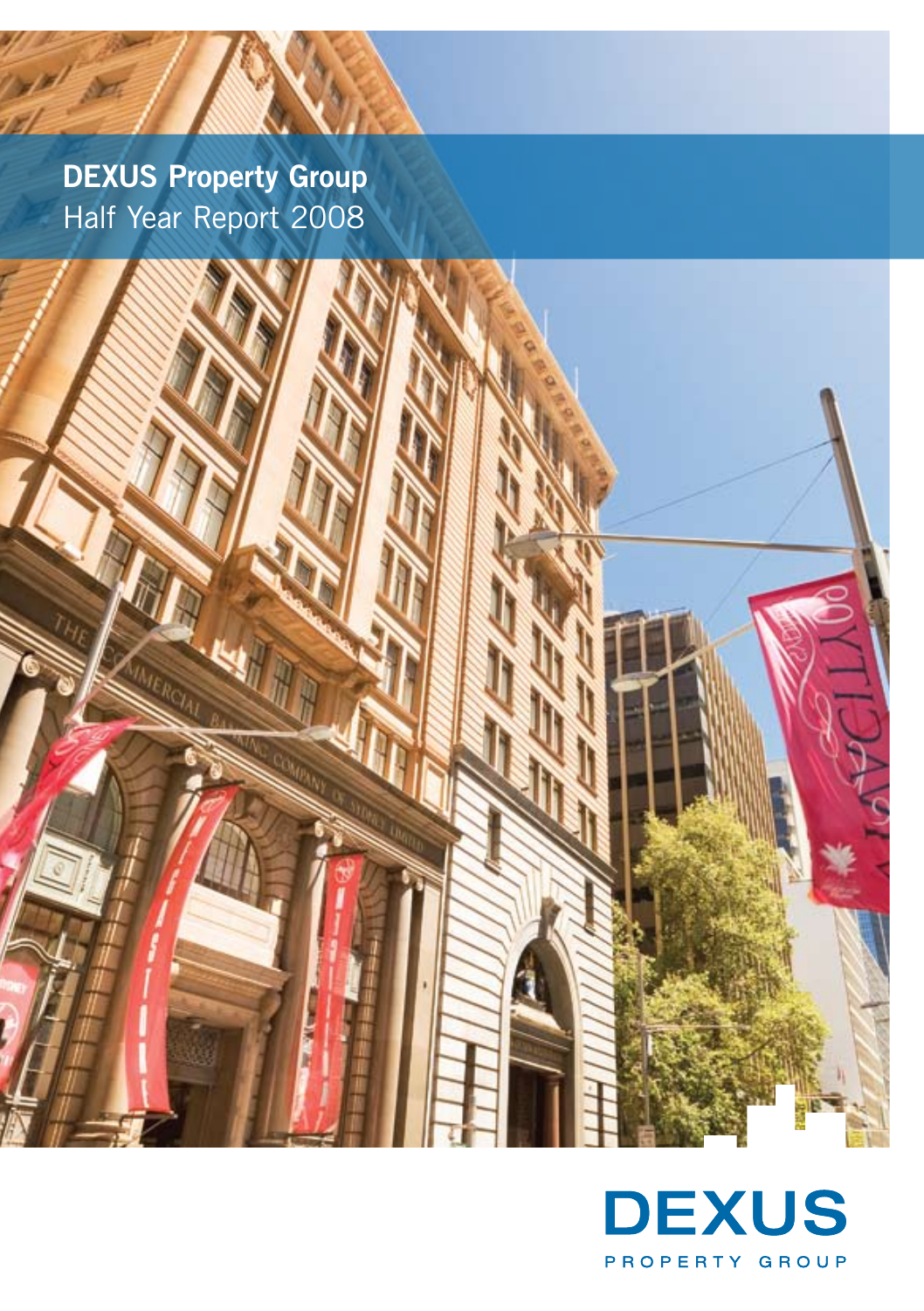# DEXUS Property Group

Half Year Report 2008

DEXUS

PROPERTY GROUP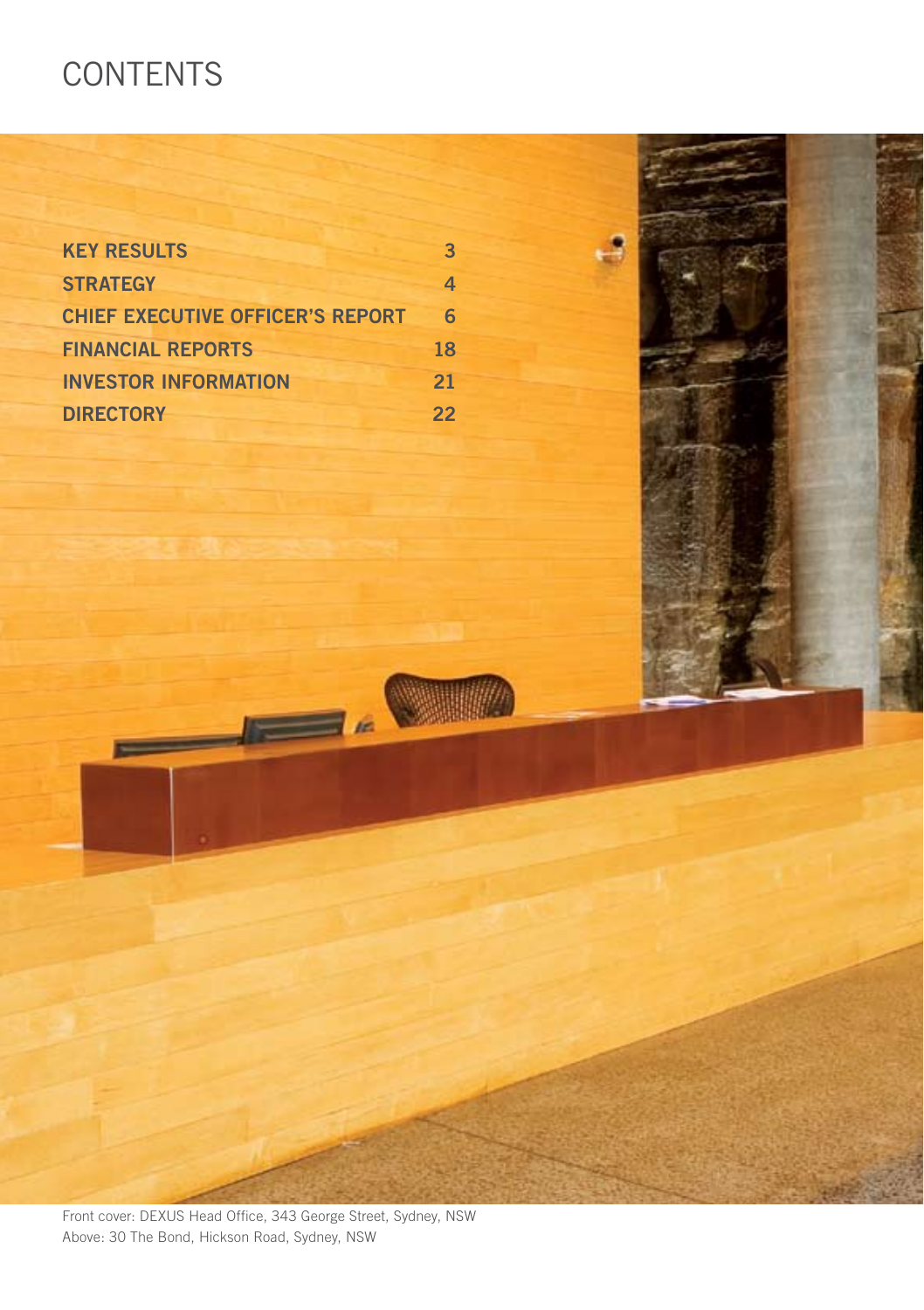# CONTENTS

| | |
|---|---|
| **KEY RESULTS** | **3** |
| **STRATEGY** | **4** |
| **CHIEF EXECUTIVE OFFICER'S REPORT** | **6** |
| **FINANCIAL REPORTS** | **18** |
| **INVESTOR INFORMATION** | **21** |
| **DIRECTORY** | **22** |

Front cover: DEXUS Head Office, 343 George Street, Sydney, NSW
Above: 30 The Bond, Hickson Road, Sydney, NSW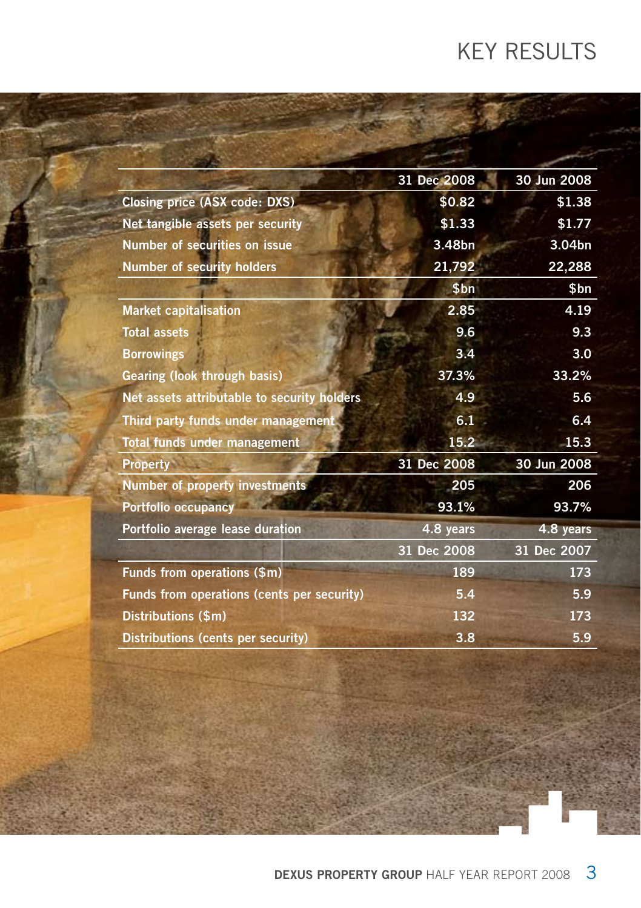# KEY RESULTS

| | 31 Dec 2008 | 30 Jun 2008 |
|---|---|---|
| Closing price (ASX code: DXS) | $0.82 | $1.38 |
| Net tangible assets per security | $1.33 | $1.77 |
| Number of securities on issue | 3.48bn | 3.04bn |
| Number of security holders | 21,792 | 22,288 |
| | $bn | $bn |
| Market capitalisation | 2.85 | 4.19 |
| Total assets | 9.6 | 9.3 |
| Borrowings | 3.4 | 3.0 |
| Gearing (look through basis) | 37.3% | 33.2% |
| Net assets attributable to security holders | 4.9 | 5.6 |
| Third party funds under management | 6.1 | 6.4 |
| Total funds under management | 15.2 | 15.3 |
| Property | 31 Dec 2008 | 30 Jun 2008 |
| Number of property investments | 205 | 206 |
| Portfolio occupancy | 93.1% | 93.7% |
| Portfolio average lease duration | 4.8 years | 4.8 years |
| | 31 Dec 2008 | 31 Dec 2007 |
| Funds from operations ($m) | 189 | 173 |
| Funds from operations (cents per security) | 5.4 | 5.9 |
| Distributions ($m) | 132 | 173 |
| Distributions (cents per security) | 3.8 | 5.9 |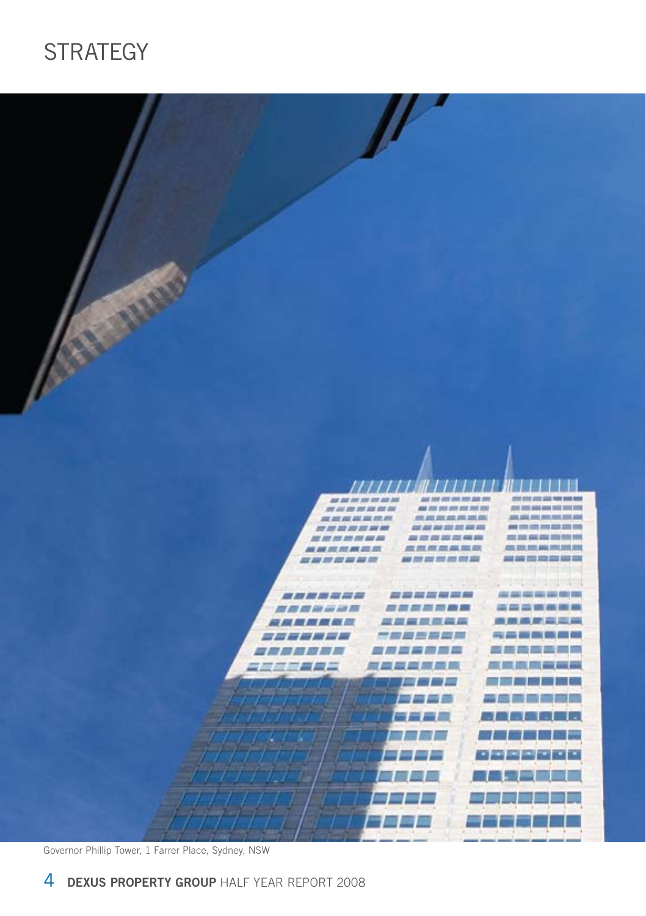# STRATEGY

Governor Phillip Tower, 1 Farrer Place, Sydney, NSW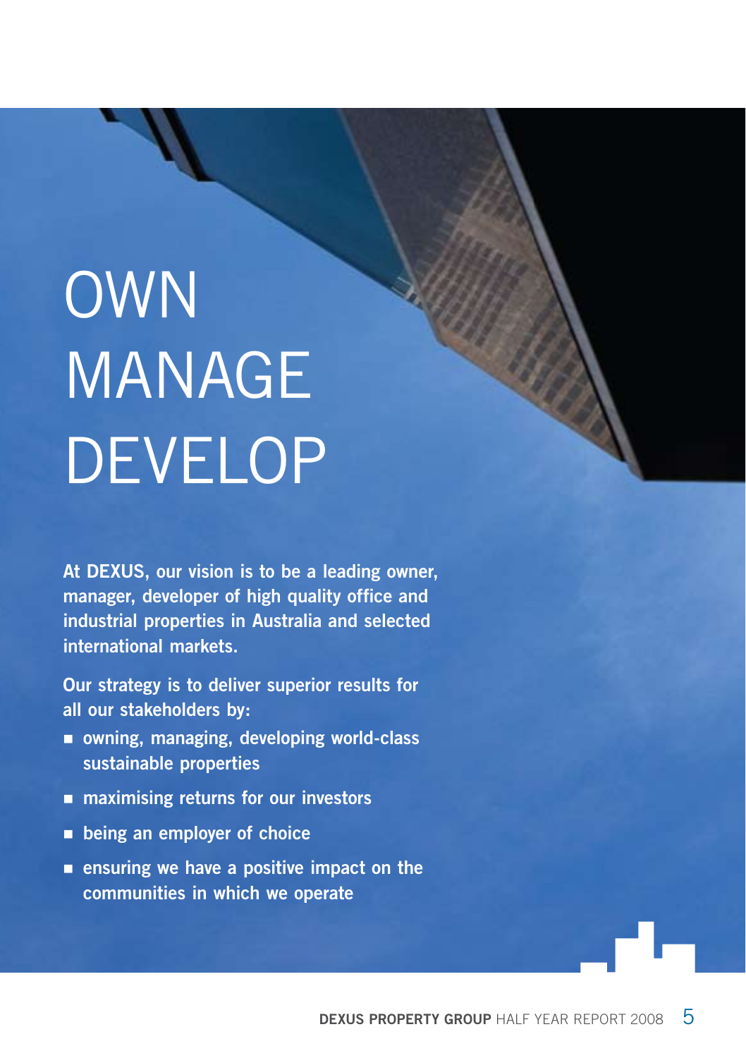# OWN MANAGE DEVELOP

**At DEXUS, our vision is to be a leading owner, manager, developer of high quality office and industrial properties in Australia and selected international markets.**

**Our strategy is to deliver superior results for all our stakeholders by:**

- **owning, managing, developing world-class sustainable properties**
- **maximising returns for our investors**
- **being an employer of choice**
- **ensuring we have a positive impact on the communities in which we operate**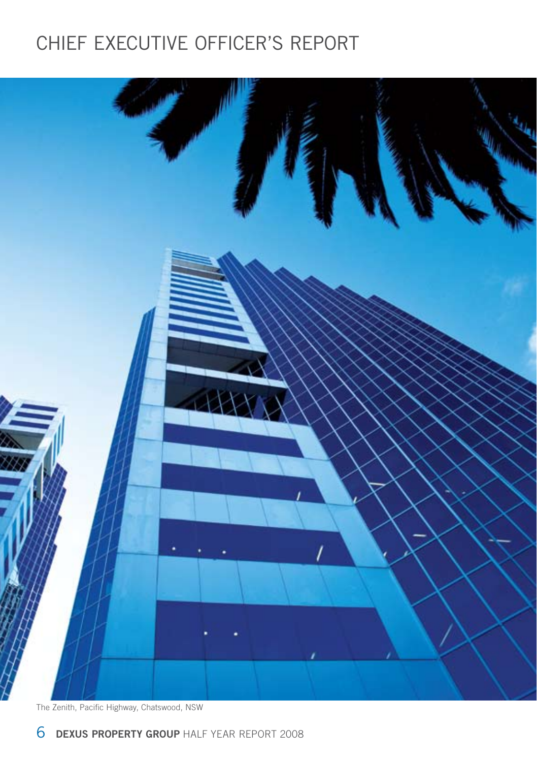# CHIEF EXECUTIVE OFFICER'S REPORT

The Zenith, Pacific Highway, Chatswood, NSW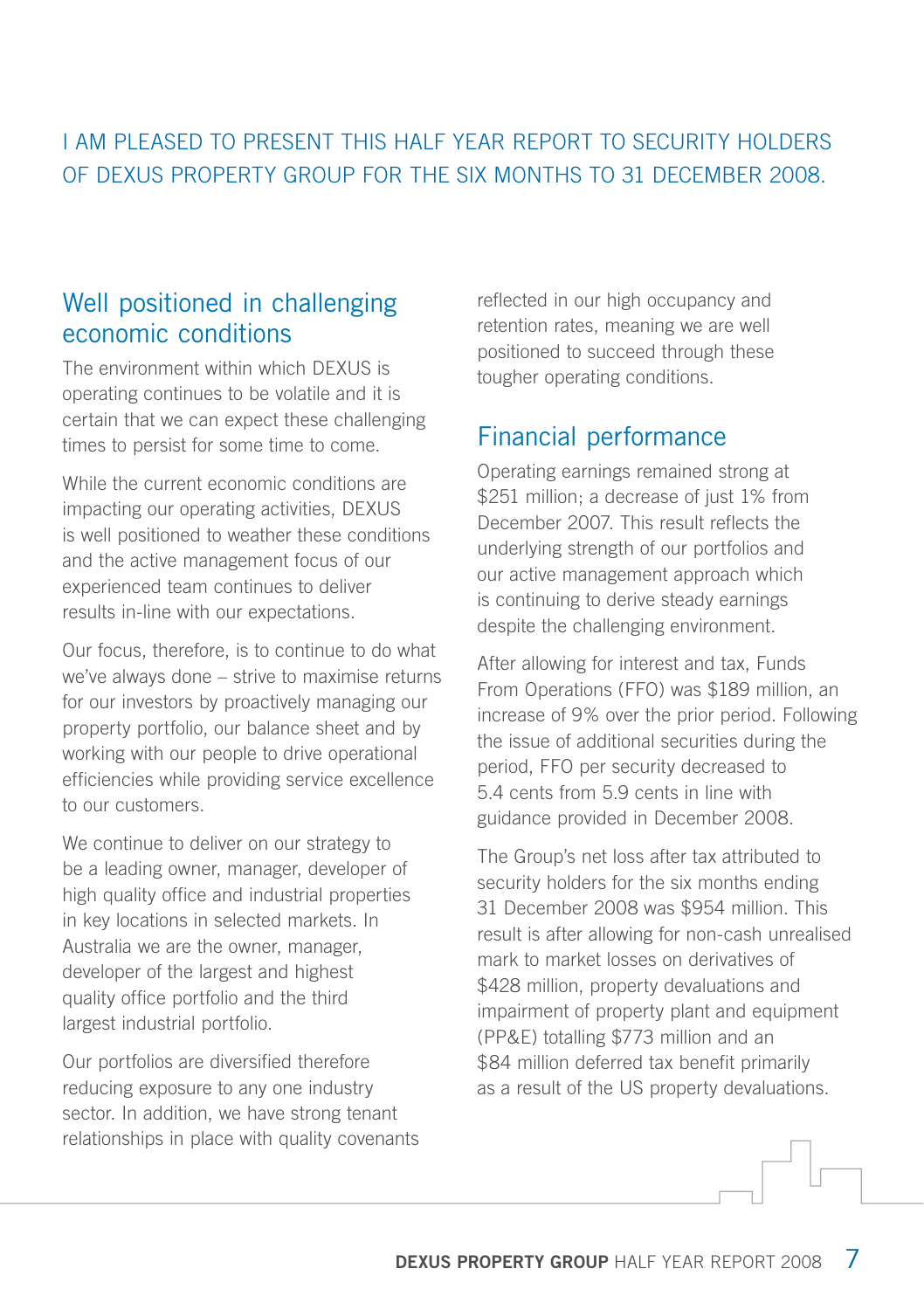I AM PLEASED TO PRESENT THIS HALF YEAR REPORT TO SECURITY HOLDERS OF DEXUS PROPERTY GROUP FOR THE SIX MONTHS TO 31 DECEMBER 2008.

## Well positioned in challenging economic conditions

The environment within which DEXUS is operating continues to be volatile and it is certain that we can expect these challenging times to persist for some time to come.

While the current economic conditions are impacting our operating activities, DEXUS is well positioned to weather these conditions and the active management focus of our experienced team continues to deliver results in-line with our expectations.

Our focus, therefore, is to continue to do what we've always done – strive to maximise returns for our investors by proactively managing our property portfolio, our balance sheet and by working with our people to drive operational efficiencies while providing service excellence to our customers.

We continue to deliver on our strategy to be a leading owner, manager, developer of high quality office and industrial properties in key locations in selected markets. In Australia we are the owner, manager, developer of the largest and highest quality office portfolio and the third largest industrial portfolio.

Our portfolios are diversified therefore reducing exposure to any one industry sector. In addition, we have strong tenant relationships in place with quality covenants reflected in our high occupancy and retention rates, meaning we are well positioned to succeed through these tougher operating conditions.

## Financial performance

Operating earnings remained strong at $251 million; a decrease of just 1% from December 2007. This result reflects the underlying strength of our portfolios and our active management approach which is continuing to derive steady earnings despite the challenging environment.

After allowing for interest and tax, Funds From Operations (FFO) was $189 million, an increase of 9% over the prior period. Following the issue of additional securities during the period, FFO per security decreased to 5.4 cents from 5.9 cents in line with guidance provided in December 2008.

The Group's net loss after tax attributed to security holders for the six months ending 31 December 2008 was $954 million. This result is after allowing for non-cash unrealised mark to market losses on derivatives of $428 million, property devaluations and impairment of property plant and equipment (PP&E) totalling $773 million and an $84 million deferred tax benefit primarily as a result of the US property devaluations.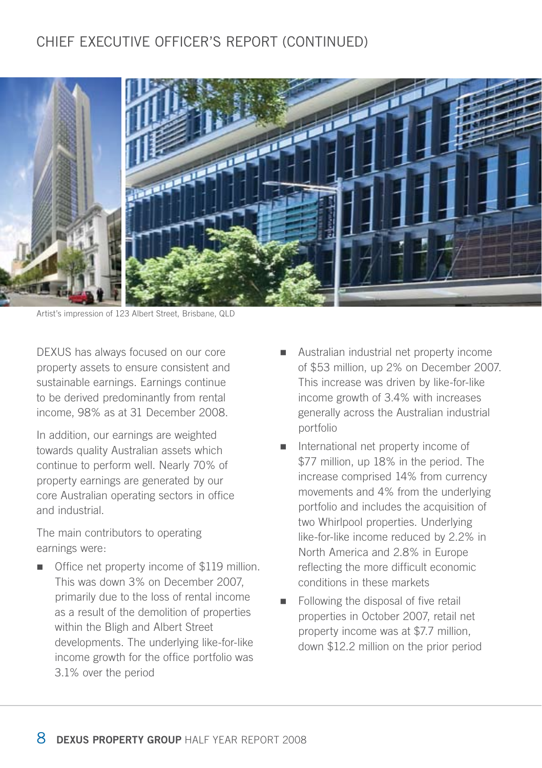# CHIEF EXECUTIVE OFFICER'S REPORT (CONTINUED)

Artist's impression of 123 Albert Street, Brisbane, QLD

DEXUS has always focused on our core property assets to ensure consistent and sustainable earnings. Earnings continue to be derived predominantly from rental income, 98% as at 31 December 2008.

In addition, our earnings are weighted towards quality Australian assets which continue to perform well. Nearly 70% of property earnings are generated by our core Australian operating sectors in office and industrial.

The main contributors to operating earnings were:

- Office net property income of $119 million. This was down 3% on December 2007, primarily due to the loss of rental income as a result of the demolition of properties within the Bligh and Albert Street developments. The underlying like-for-like income growth for the office portfolio was 3.1% over the period
- Australian industrial net property income of $53 million, up 2% on December 2007. This increase was driven by like-for-like income growth of 3.4% with increases generally across the Australian industrial portfolio
- International net property income of $77 million, up 18% in the period. The increase comprised 14% from currency movements and 4% from the underlying portfolio and includes the acquisition of two Whirlpool properties. Underlying like-for-like income reduced by 2.2% in North America and 2.8% in Europe reflecting the more difficult economic conditions in these markets
- Following the disposal of five retail properties in October 2007, retail net property income was at $7.7 million, down $12.2 million on the prior period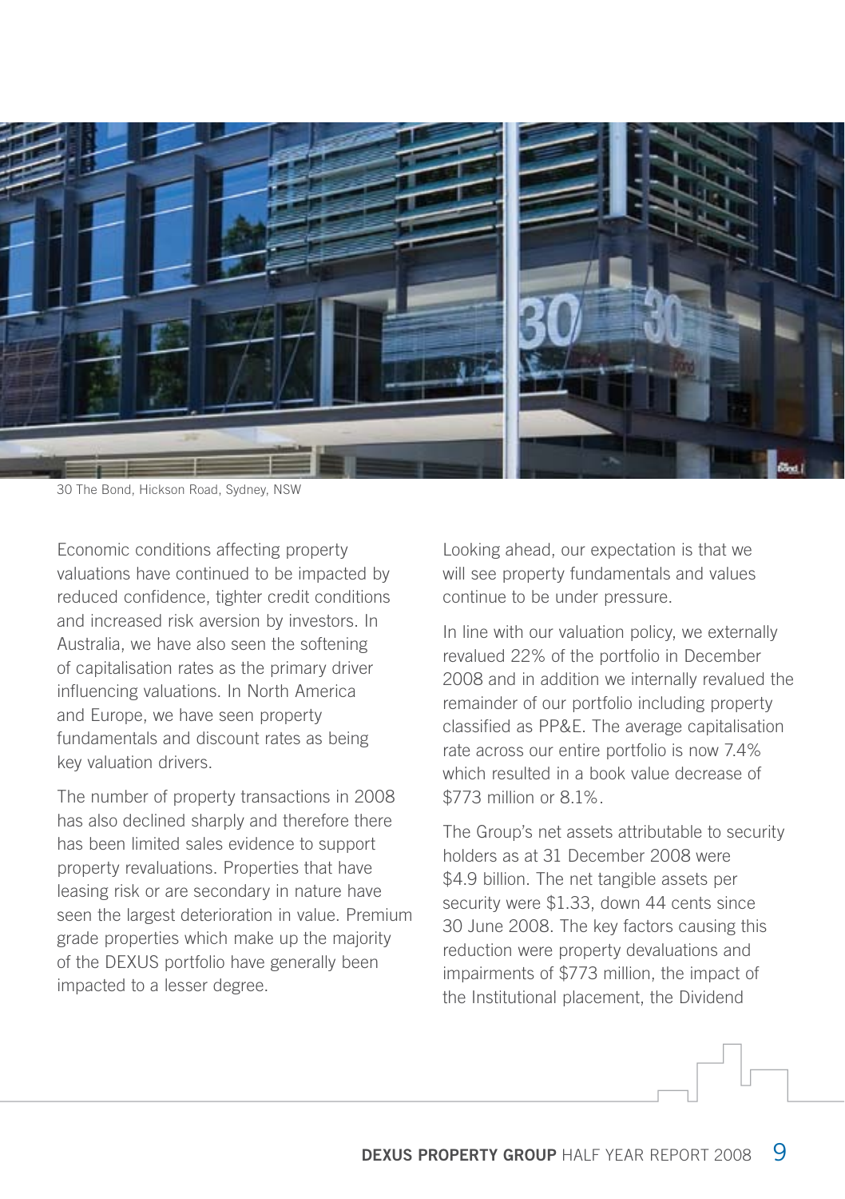30 The Bond, Hickson Road, Sydney, NSW

Economic conditions affecting property valuations have continued to be impacted by reduced confidence, tighter credit conditions and increased risk aversion by investors. In Australia, we have also seen the softening of capitalisation rates as the primary driver influencing valuations. In North America and Europe, we have seen property fundamentals and discount rates as being key valuation drivers.

The number of property transactions in 2008 has also declined sharply and therefore there has been limited sales evidence to support property revaluations. Properties that have leasing risk or are secondary in nature have seen the largest deterioration in value. Premium grade properties which make up the majority of the DEXUS portfolio have generally been impacted to a lesser degree.

Looking ahead, our expectation is that we will see property fundamentals and values continue to be under pressure.

In line with our valuation policy, we externally revalued 22% of the portfolio in December 2008 and in addition we internally revalued the remainder of our portfolio including property classified as PP&E. The average capitalisation rate across our entire portfolio is now 7.4% which resulted in a book value decrease of $773 million or 8.1%.

The Group's net assets attributable to security holders as at 31 December 2008 were $4.9 billion. The net tangible assets per security were $1.33, down 44 cents since 30 June 2008. The key factors causing this reduction were property devaluations and impairments of $773 million, the impact of the Institutional placement, the Dividend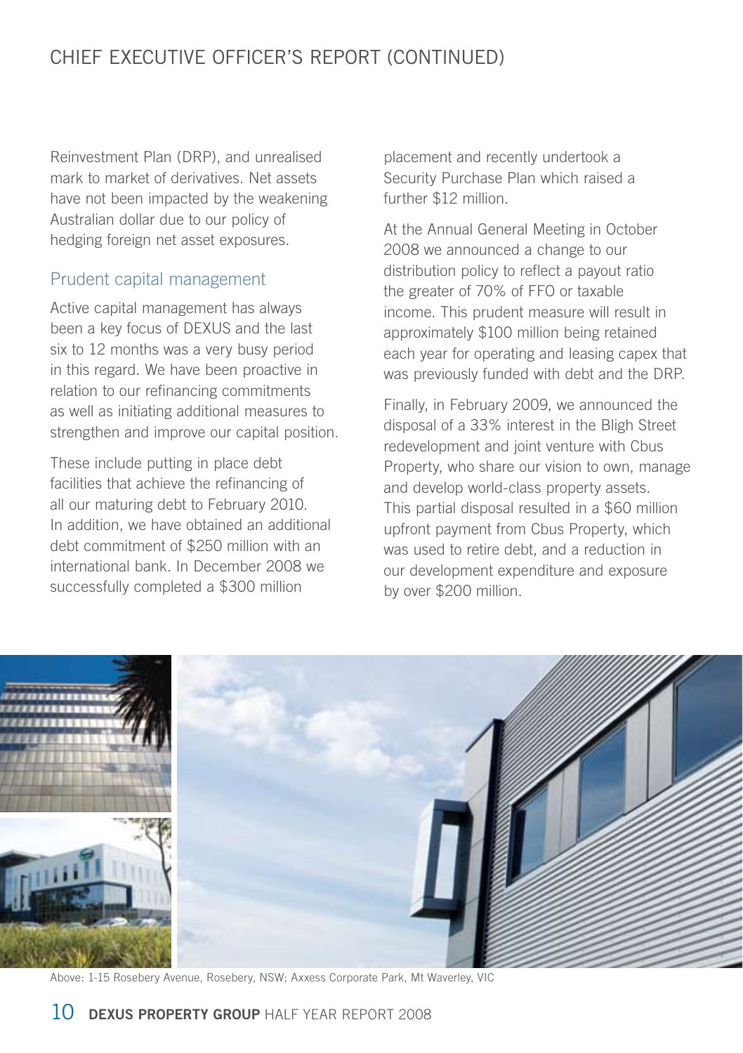Reinvestment Plan (DRP), and unrealised mark to market of derivatives. Net assets have not been impacted by the weakening Australian dollar due to our policy of hedging foreign net asset exposures.

## Prudent capital management

Active capital management has always been a key focus of DEXUS and the last six to 12 months was a very busy period in this regard. We have been proactive in relation to our refinancing commitments as well as initiating additional measures to strengthen and improve our capital position.

These include putting in place debt facilities that achieve the refinancing of all our maturing debt to February 2010. In addition, we have obtained an additional debt commitment of $250 million with an international bank. In December 2008 we successfully completed a $300 million placement and recently undertook a Security Purchase Plan which raised a further $12 million.

At the Annual General Meeting in October 2008 we announced a change to our distribution policy to reflect a payout ratio the greater of 70% of FFO or taxable income. This prudent measure will result in approximately $100 million being retained each year for operating and leasing capex that was previously funded with debt and the DRP.

Finally, in February 2009, we announced the disposal of a 33% interest in the Bligh Street redevelopment and joint venture with Cbus Property, who share our vision to own, manage and develop world-class property assets. This partial disposal resulted in a $60 million upfront payment from Cbus Property, which was used to retire debt, and a reduction in our development expenditure and exposure by over $200 million.

Above: 1-15 Rosebery Avenue, Rosebery, NSW; Axxess Corporate Park, Mt Waverley, VIC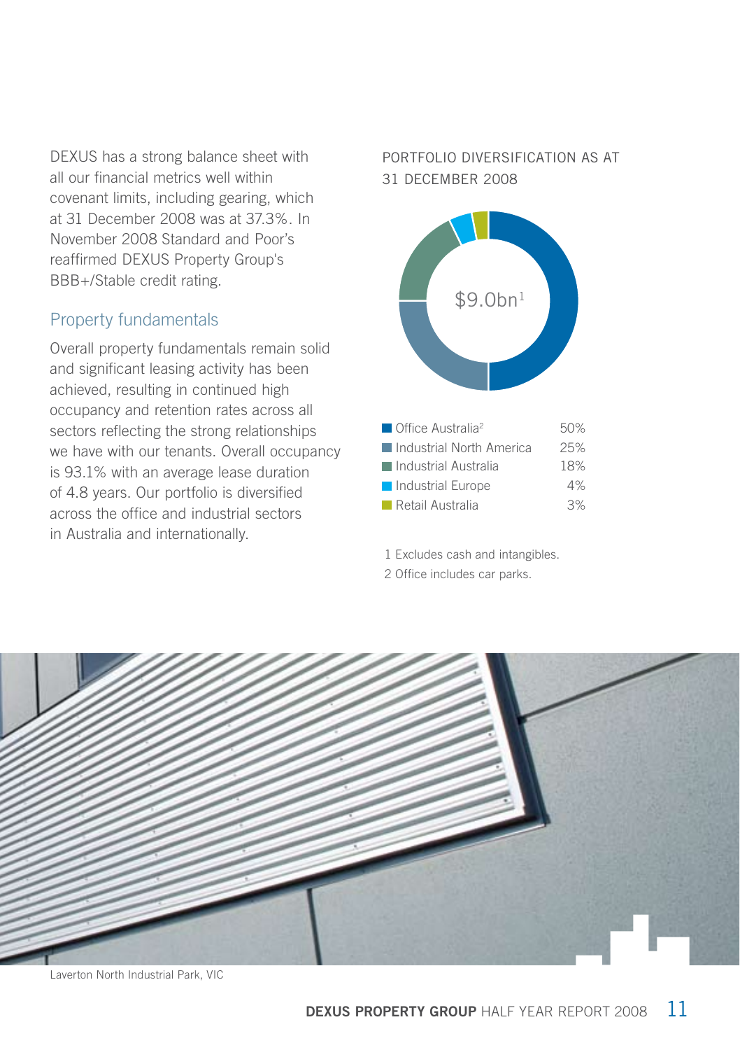DEXUS has a strong balance sheet with all our financial metrics well within covenant limits, including gearing, which at 31 December 2008 was at 37.3%. In November 2008 Standard and Poor's reaffirmed DEXUS Property Group's BBB+/Stable credit rating.

## Property fundamentals

Overall property fundamentals remain solid and significant leasing activity has been achieved, resulting in continued high occupancy and retention rates across all sectors reflecting the strong relationships we have with our tenants. Overall occupancy is 93.1% with an average lease duration of 4.8 years. Our portfolio is diversified across the office and industrial sectors in Australia and internationally.

### PORTFOLIO DIVERSIFICATION AS AT 31 DECEMBER 2008

$9.0bn[1]

| Sector | % |
|---|---|
| Office Australia[2] | 50% |
| Industrial North America | 25% |
| Industrial Australia | 18% |
| Industrial Europe | 4% |
| Retail Australia | 3% |

1 Excludes cash and intangibles.

2 Office includes car parks.

Laverton North Industrial Park, VIC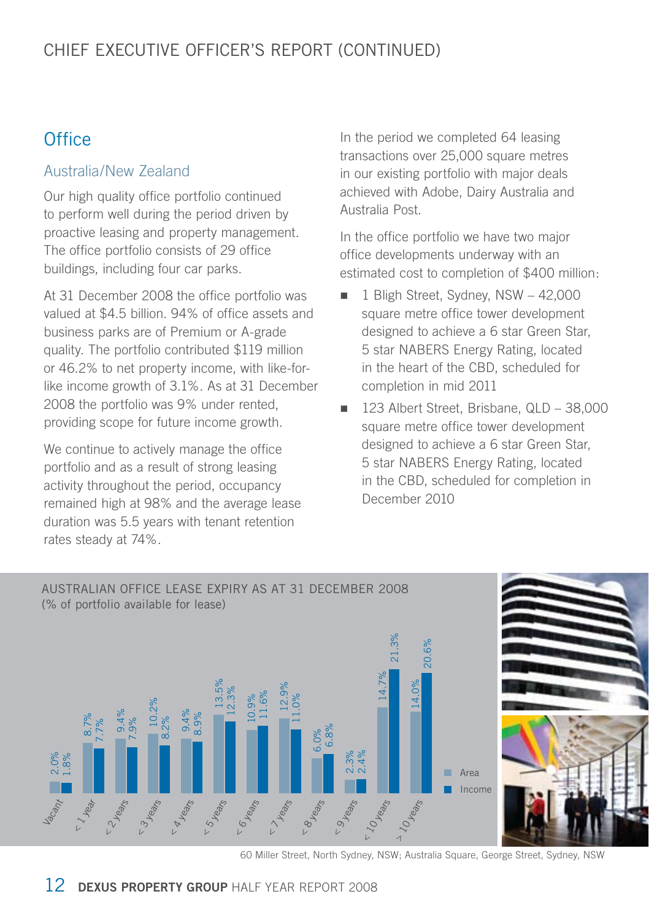# CHIEF EXECUTIVE OFFICER'S REPORT (CONTINUED)

## Office

### Australia/New Zealand

Our high quality office portfolio continued to perform well during the period driven by proactive leasing and property management. The office portfolio consists of 29 office buildings, including four car parks.

At 31 December 2008 the office portfolio was valued at $4.5 billion. 94% of office assets and business parks are of Premium or A-grade quality. The portfolio contributed $119 million or 46.2% to net property income, with like-for-like income growth of 3.1%. As at 31 December 2008 the portfolio was 9% under rented, providing scope for future income growth.

We continue to actively manage the office portfolio and as a result of strong leasing activity throughout the period, occupancy remained high at 98% and the average lease duration was 5.5 years with tenant retention rates steady at 74%.

In the period we completed 64 leasing transactions over 25,000 square metres in our existing portfolio with major deals achieved with Adobe, Dairy Australia and Australia Post.

In the office portfolio we have two major office developments underway with an estimated cost to completion of $400 million:

- 1 Bligh Street, Sydney, NSW – 42,000 square metre office tower development designed to achieve a 6 star Green Star, 5 star NABERS Energy Rating, located in the heart of the CBD, scheduled for completion in mid 2011
- 123 Albert Street, Brisbane, QLD – 38,000 square metre office tower development designed to achieve a 6 star Green Star, 5 star NABERS Energy Rating, located in the CBD, scheduled for completion in December 2010

AUSTRALIAN OFFICE LEASE EXPIRY AS AT 31 DECEMBER 2008
(% of portfolio available for lease)

| | Area | Income |
|---|---|---|
| Vacant | 2.0% | 1.8% |
| < 1 year | 8.7% | 7.7% |
| < 2 years | 9.4% | 7.9% |
| < 3 years | 10.2% | 8.2% |
| < 4 years | 9.4% | 8.9% |
| < 5 years | 13.5% | 12.3% |
| < 6 years | 10.9% | 11.6% |
| < 7 years | 12.9% | 11.0% |
| < 8 years | 6.0% | 6.8% |
| < 9 years | 2.3% | 2.4% |
| < 10 years | 14.7% | 21.3% |
| > 10 years | 14.0% | 20.6% |

60 Miller Street, North Sydney, NSW; Australia Square, George Street, Sydney, NSW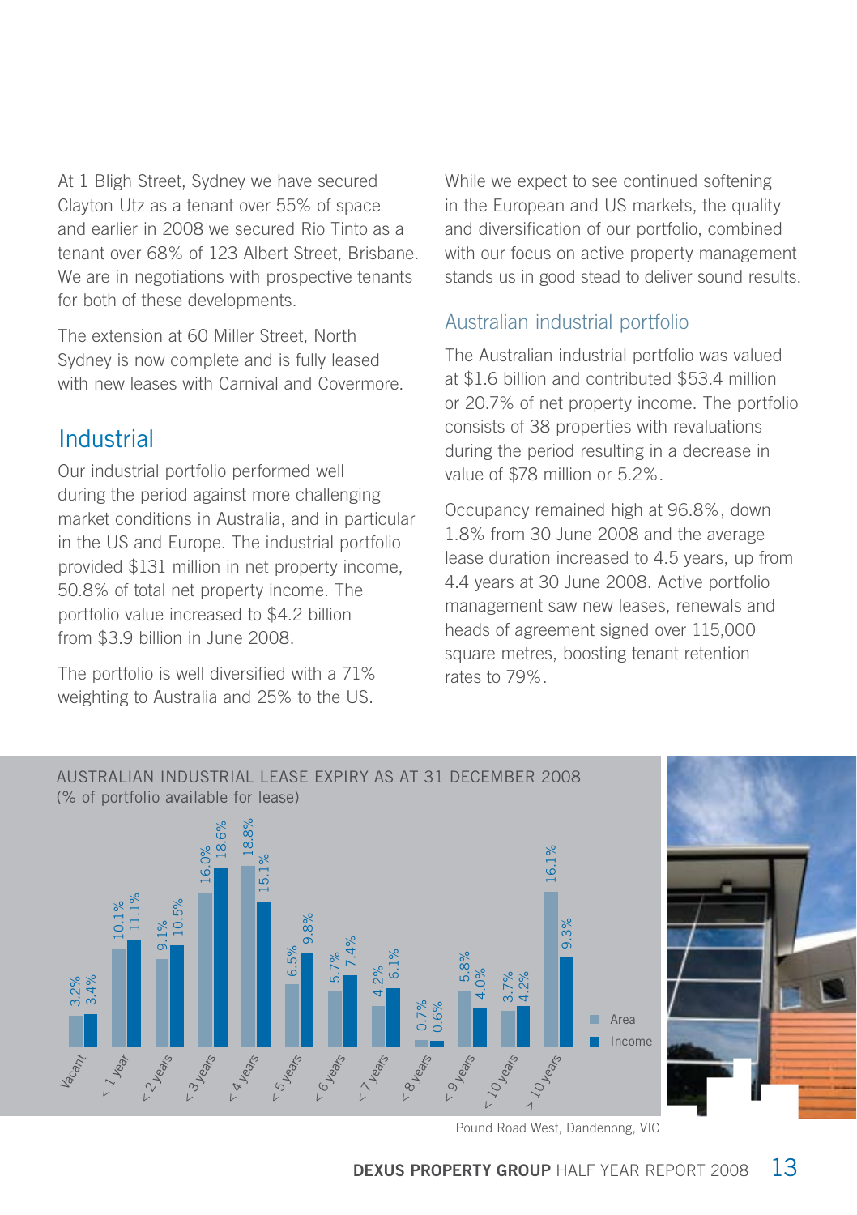At 1 Bligh Street, Sydney we have secured Clayton Utz as a tenant over 55% of space and earlier in 2008 we secured Rio Tinto as a tenant over 68% of 123 Albert Street, Brisbane. We are in negotiations with prospective tenants for both of these developments.

The extension at 60 Miller Street, North Sydney is now complete and is fully leased with new leases with Carnival and Covermore.

## Industrial

Our industrial portfolio performed well during the period against more challenging market conditions in Australia, and in particular in the US and Europe. The industrial portfolio provided $131 million in net property income, 50.8% of total net property income. The portfolio value increased to $4.2 billion from $3.9 billion in June 2008.

The portfolio is well diversified with a 71% weighting to Australia and 25% to the US.

While we expect to see continued softening in the European and US markets, the quality and diversification of our portfolio, combined with our focus on active property management stands us in good stead to deliver sound results.

### Australian industrial portfolio

The Australian industrial portfolio was valued at $1.6 billion and contributed $53.4 million or 20.7% of net property income. The portfolio consists of 38 properties with revaluations during the period resulting in a decrease in value of $78 million or 5.2%.

Occupancy remained high at 96.8%, down 1.8% from 30 June 2008 and the average lease duration increased to 4.5 years, up from 4.4 years at 30 June 2008. Active portfolio management saw new leases, renewals and heads of agreement signed over 115,000 square metres, boosting tenant retention rates to 79%.

AUSTRALIAN INDUSTRIAL LEASE EXPIRY AS AT 31 DECEMBER 2008
(% of portfolio available for lease)

| | Area | Income |
|---|---|---|
| Vacant | 3.2% | 3.4% |
| < 1 year | 10.1% | 11.1% |
| < 2 years | 9.1% | 10.5% |
| < 3 years | 16.0% | 18.6% |
| < 4 years | 18.8% | 15.1% |
| < 5 years | 6.5% | 9.8% |
| < 6 years | 5.7% | 7.4% |
| < 7 years | 4.2% | 6.1% |
| < 8 years | 0.7% | 0.6% |
| < 9 years | 5.8% | 4.0% |
| < 10 years | 3.7% | 4.2% |
| > 10 years | 16.1% | 9.3% |

Pound Road West, Dandenong, VIC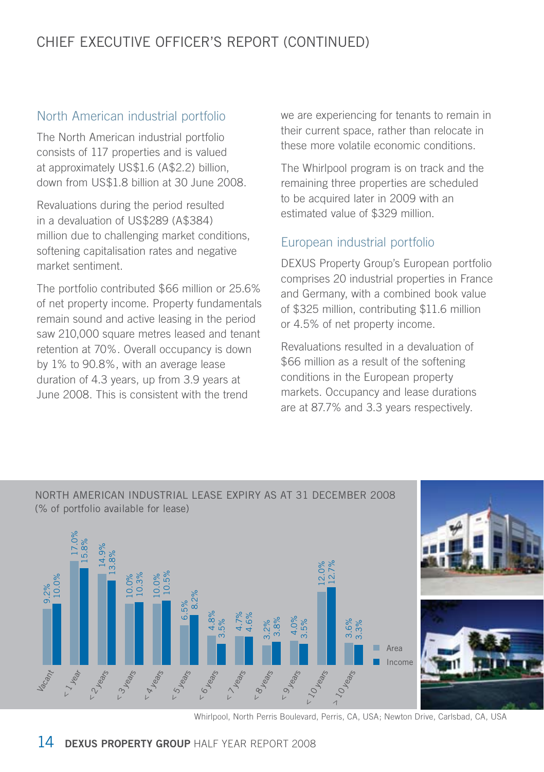# CHIEF EXECUTIVE OFFICER'S REPORT (CONTINUED)

## North American industrial portfolio

The North American industrial portfolio consists of 117 properties and is valued at approximately US$1.6 (A$2.2) billion, down from US$1.8 billion at 30 June 2008.

Revaluations during the period resulted in a devaluation of US$289 (A$384) million due to challenging market conditions, softening capitalisation rates and negative market sentiment.

The portfolio contributed $66 million or 25.6% of net property income. Property fundamentals remain sound and active leasing in the period saw 210,000 square metres leased and tenant retention at 70%. Overall occupancy is down by 1% to 90.8%, with an average lease duration of 4.3 years, up from 3.9 years at June 2008. This is consistent with the trend we are experiencing for tenants to remain in their current space, rather than relocate in these more volatile economic conditions.

The Whirlpool program is on track and the remaining three properties are scheduled to be acquired later in 2009 with an estimated value of $329 million.

## European industrial portfolio

DEXUS Property Group's European portfolio comprises 20 industrial properties in France and Germany, with a combined book value of $325 million, contributing $11.6 million or 4.5% of net property income.

Revaluations resulted in a devaluation of $66 million as a result of the softening conditions in the European property markets. Occupancy and lease durations are at 87.7% and 3.3 years respectively.

### NORTH AMERICAN INDUSTRIAL LEASE EXPIRY AS AT 31 DECEMBER 2008
(% of portfolio available for lease)

| | Area | Income |
|---|---|---|
| Vacant | 9.2% | 10.0% |
| < 1 year | 17.0% | 15.8% |
| < 2 years | 14.9% | 13.8% |
| < 3 years | 10.0% | 10.3% |
| < 4 years | 10.0% | 10.5% |
| < 5 years | 6.5% | 8.2% |
| < 6 years | 4.8% | 3.5% |
| < 7 years | 4.7% | 4.6% |
| < 8 years | 3.2% | 3.8% |
| < 9 years | 4.0% | 3.5% |
| < 10 years | 12.0% | 12.7% |
| > 10 years | 3.6% | 3.3% |

Whirlpool, North Perris Boulevard, Perris, CA, USA; Newton Drive, Carlsbad, CA, USA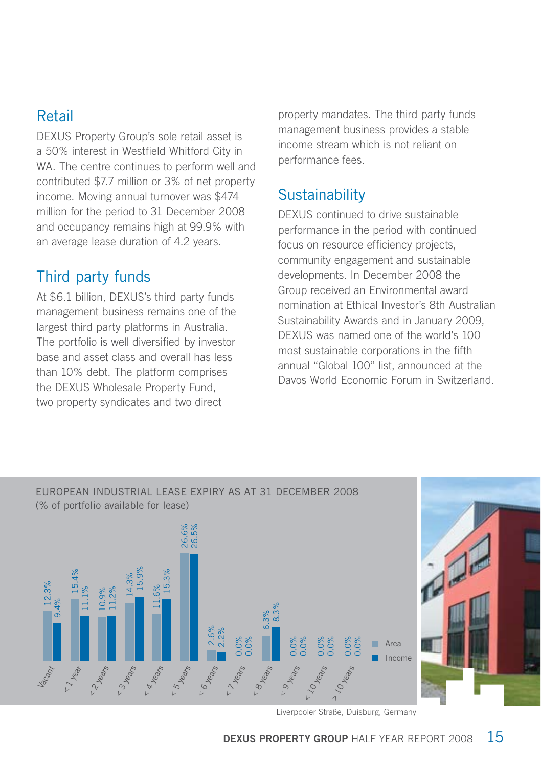## Retail

DEXUS Property Group's sole retail asset is a 50% interest in Westfield Whitford City in WA. The centre continues to perform well and contributed $7.7 million or 3% of net property income. Moving annual turnover was $474 million for the period to 31 December 2008 and occupancy remains high at 99.9% with an average lease duration of 4.2 years.

## Third party funds

At $6.1 billion, DEXUS's third party funds management business remains one of the largest third party platforms in Australia. The portfolio is well diversified by investor base and asset class and overall has less than 10% debt. The platform comprises the DEXUS Wholesale Property Fund, two property syndicates and two direct property mandates. The third party funds management business provides a stable income stream which is not reliant on performance fees.

## Sustainability

DEXUS continued to drive sustainable performance in the period with continued focus on resource efficiency projects, community engagement and sustainable developments. In December 2008 the Group received an Environmental award nomination at Ethical Investor's 8th Australian Sustainability Awards and in January 2009, DEXUS was named one of the world's 100 most sustainable corporations in the fifth annual "Global 100" list, announced at the Davos World Economic Forum in Switzerland.

**EUROPEAN INDUSTRIAL LEASE EXPIRY AS AT 31 DECEMBER 2008**
(% of portfolio available for lease)

| | Area | Income |
|---|---|---|
| Vacant | 12.3% | 9.4% |
| < 1 year | 15.4% | 11.1% |
| < 2 years | 10.9% | 11.2% |
| < 3 years | 14.3% | 15.9% |
| < 4 years | 11.6% | 15.3% |
| < 5 years | 26.6% | 26.5% |
| < 6 years | 2.6% | 2.2% |
| < 7 years | 0.0% | 0.0% |
| < 8 years | 6.3% | 8.3% |
| < 9 years | 0.0% | 0.0% |
| < 10 years | 0.0% | 0.0% |
| > 10 years | 0.0% | 0.0% |

Liverpooler Straße, Duisburg, Germany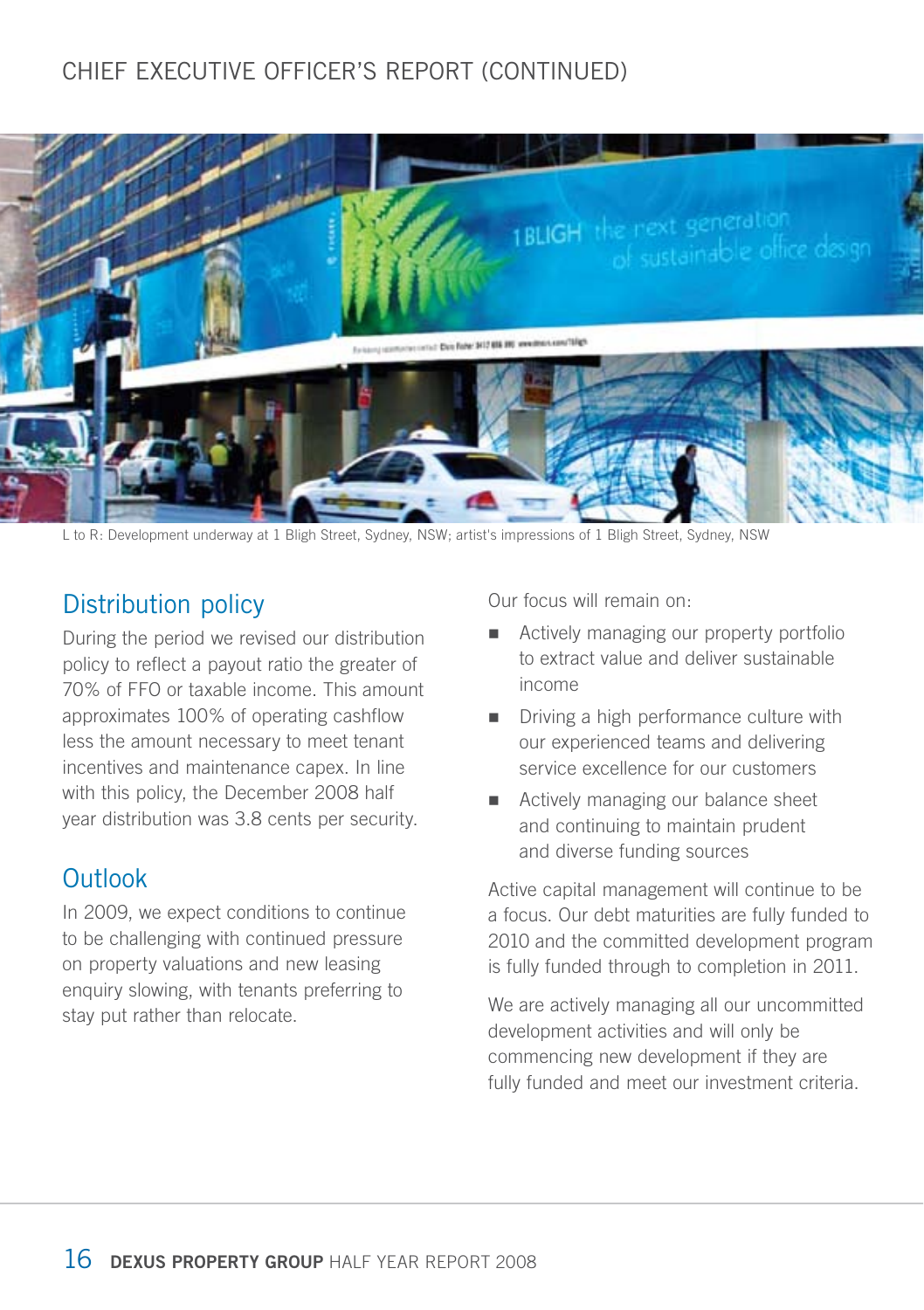L to R: Development underway at 1 Bligh Street, Sydney, NSW; artist's impressions of 1 Bligh Street, Sydney, NSW

## Distribution policy

During the period we revised our distribution policy to reflect a payout ratio the greater of 70% of FFO or taxable income. This amount approximates 100% of operating cashflow less the amount necessary to meet tenant incentives and maintenance capex. In line with this policy, the December 2008 half year distribution was 3.8 cents per security.

## Outlook

In 2009, we expect conditions to continue to be challenging with continued pressure on property valuations and new leasing enquiry slowing, with tenants preferring to stay put rather than relocate.

Our focus will remain on:

- Actively managing our property portfolio to extract value and deliver sustainable income
- Driving a high performance culture with our experienced teams and delivering service excellence for our customers
- Actively managing our balance sheet and continuing to maintain prudent and diverse funding sources

Active capital management will continue to be a focus. Our debt maturities are fully funded to 2010 and the committed development program is fully funded through to completion in 2011.

We are actively managing all our uncommitted development activities and will only be commencing new development if they are fully funded and meet our investment criteria.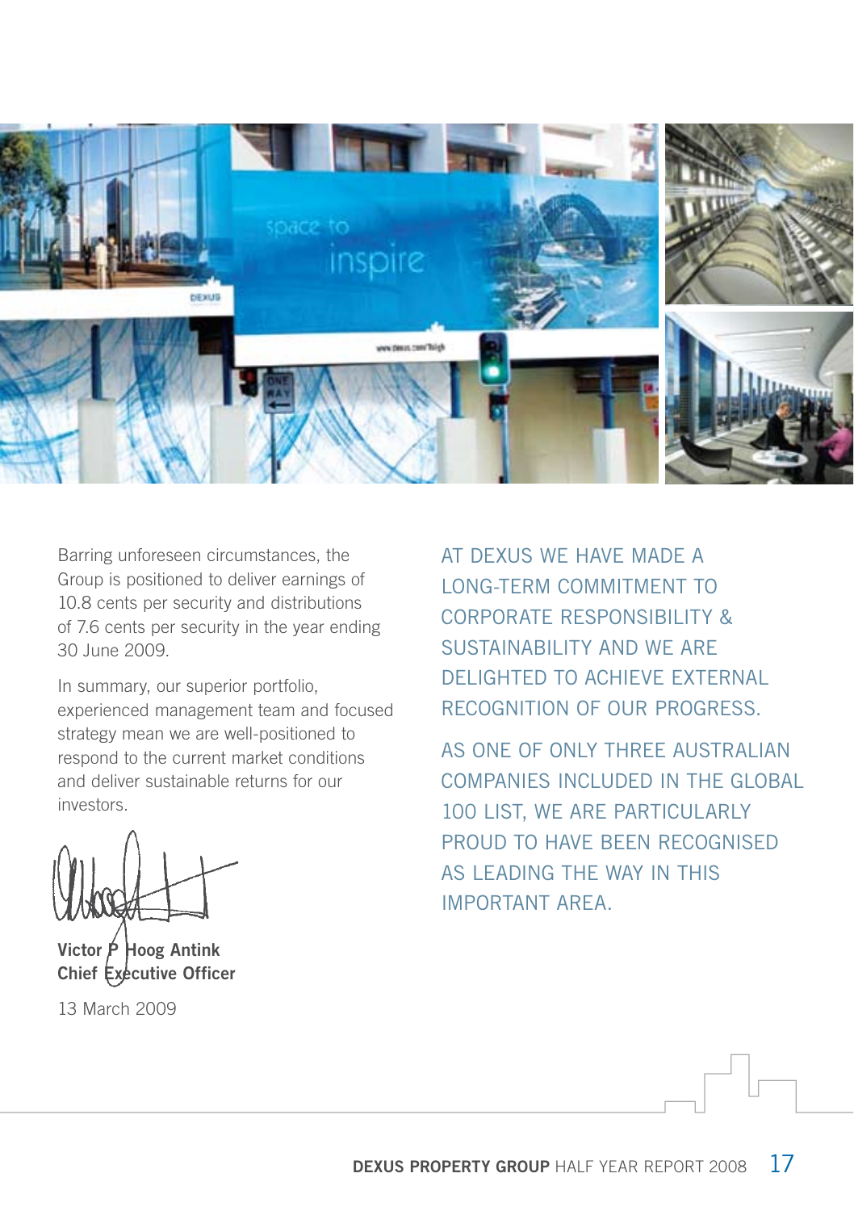Barring unforeseen circumstances, the Group is positioned to deliver earnings of 10.8 cents per security and distributions of 7.6 cents per security in the year ending 30 June 2009.

In summary, our superior portfolio, experienced management team and focused strategy mean we are well-positioned to respond to the current market conditions and deliver sustainable returns for our investors.

**Victor P Hoog Antink**
**Chief Executive Officer**

13 March 2009

AT DEXUS WE HAVE MADE A LONG-TERM COMMITMENT TO CORPORATE RESPONSIBILITY & SUSTAINABILITY AND WE ARE DELIGHTED TO ACHIEVE EXTERNAL RECOGNITION OF OUR PROGRESS.

AS ONE OF ONLY THREE AUSTRALIAN COMPANIES INCLUDED IN THE GLOBAL 100 LIST, WE ARE PARTICULARLY PROUD TO HAVE BEEN RECOGNISED AS LEADING THE WAY IN THIS IMPORTANT AREA.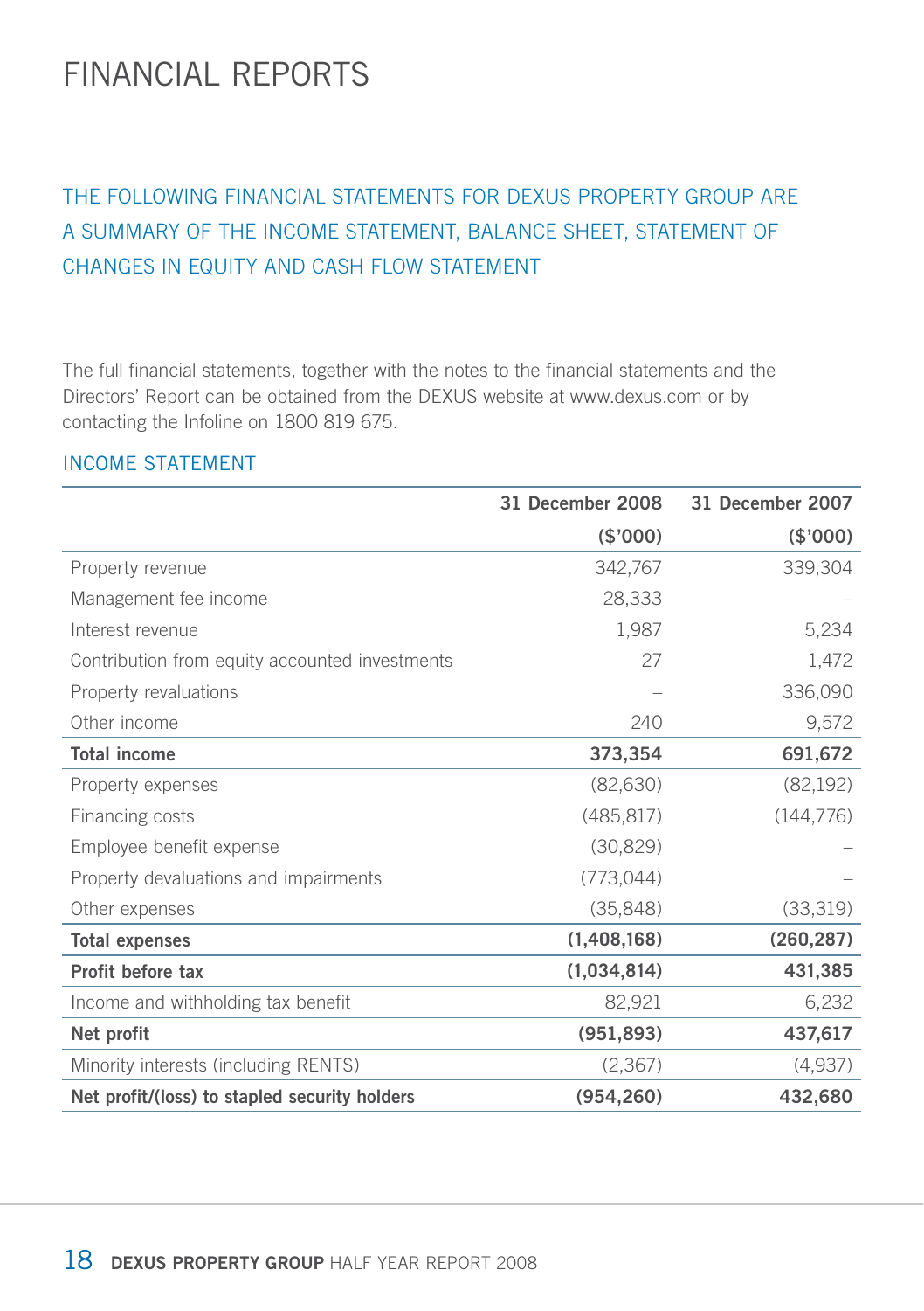# FINANCIAL REPORTS

## THE FOLLOWING FINANCIAL STATEMENTS FOR DEXUS PROPERTY GROUP ARE A SUMMARY OF THE INCOME STATEMENT, BALANCE SHEET, STATEMENT OF CHANGES IN EQUITY AND CASH FLOW STATEMENT

The full financial statements, together with the notes to the financial statements and the Directors' Report can be obtained from the DEXUS website at www.dexus.com or by contacting the Infoline on 1800 819 675.

### INCOME STATEMENT

| | 31 December 2008 ($'000) | 31 December 2007 ($'000) |
|---|---|---|
| Property revenue | 342,767 | 339,304 |
| Management fee income | 28,333 | – |
| Interest revenue | 1,987 | 5,234 |
| Contribution from equity accounted investments | 27 | 1,472 |
| Property revaluations | – | 336,090 |
| Other income | 240 | 9,572 |
| **Total income** | **373,354** | **691,672** |
| Property expenses | (82,630) | (82,192) |
| Financing costs | (485,817) | (144,776) |
| Employee benefit expense | (30,829) | – |
| Property devaluations and impairments | (773,044) | – |
| Other expenses | (35,848) | (33,319) |
| **Total expenses** | **(1,408,168)** | **(260,287)** |
| **Profit before tax** | **(1,034,814)** | **431,385** |
| Income and withholding tax benefit | 82,921 | 6,232 |
| **Net profit** | **(951,893)** | **437,617** |
| Minority interests (including RENTS) | (2,367) | (4,937) |
| **Net profit/(loss) to stapled security holders** | **(954,260)** | **432,680** |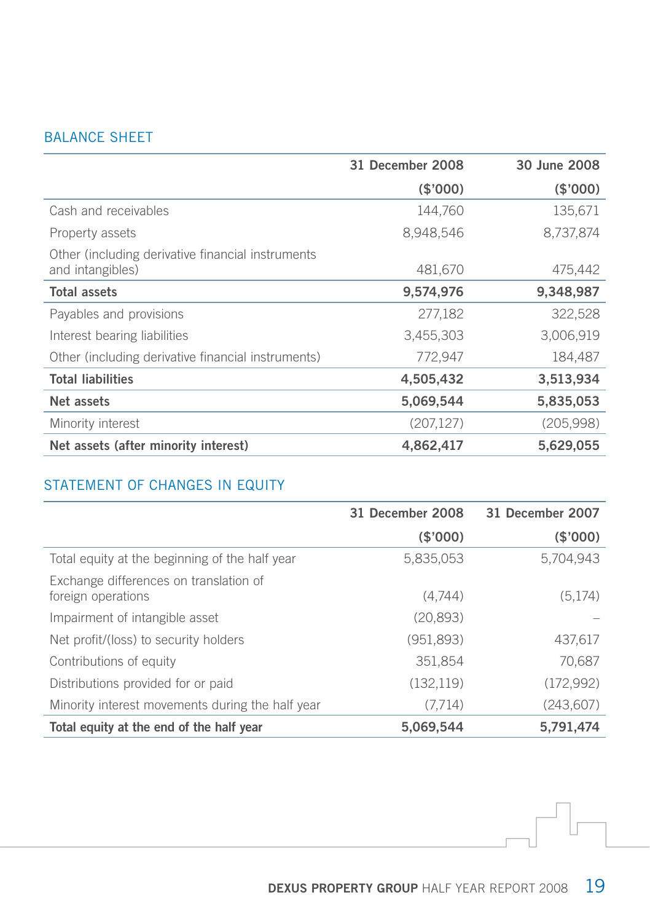## BALANCE SHEET

| | 31 December 2008 ($'000) | 30 June 2008 ($'000) |
|---|---|---|
| Cash and receivables | 144,760 | 135,671 |
| Property assets | 8,948,546 | 8,737,874 |
| Other (including derivative financial instruments and intangibles) | 481,670 | 475,442 |
| **Total assets** | **9,574,976** | **9,348,987** |
| Payables and provisions | 277,182 | 322,528 |
| Interest bearing liabilities | 3,455,303 | 3,006,919 |
| Other (including derivative financial instruments) | 772,947 | 184,487 |
| **Total liabilities** | **4,505,432** | **3,513,934** |
| **Net assets** | **5,069,544** | **5,835,053** |
| Minority interest | (207,127) | (205,998) |
| **Net assets (after minority interest)** | **4,862,417** | **5,629,055** |

## STATEMENT OF CHANGES IN EQUITY

| | 31 December 2008 ($'000) | 31 December 2007 ($'000) |
|---|---|---|
| Total equity at the beginning of the half year | 5,835,053 | 5,704,943 |
| Exchange differences on translation of foreign operations | (4,744) | (5,174) |
| Impairment of intangible asset | (20,893) | – |
| Net profit/(loss) to security holders | (951,893) | 437,617 |
| Contributions of equity | 351,854 | 70,687 |
| Distributions provided for or paid | (132,119) | (172,992) |
| Minority interest movements during the half year | (7,714) | (243,607) |
| **Total equity at the end of the half year** | **5,069,544** | **5,791,474** |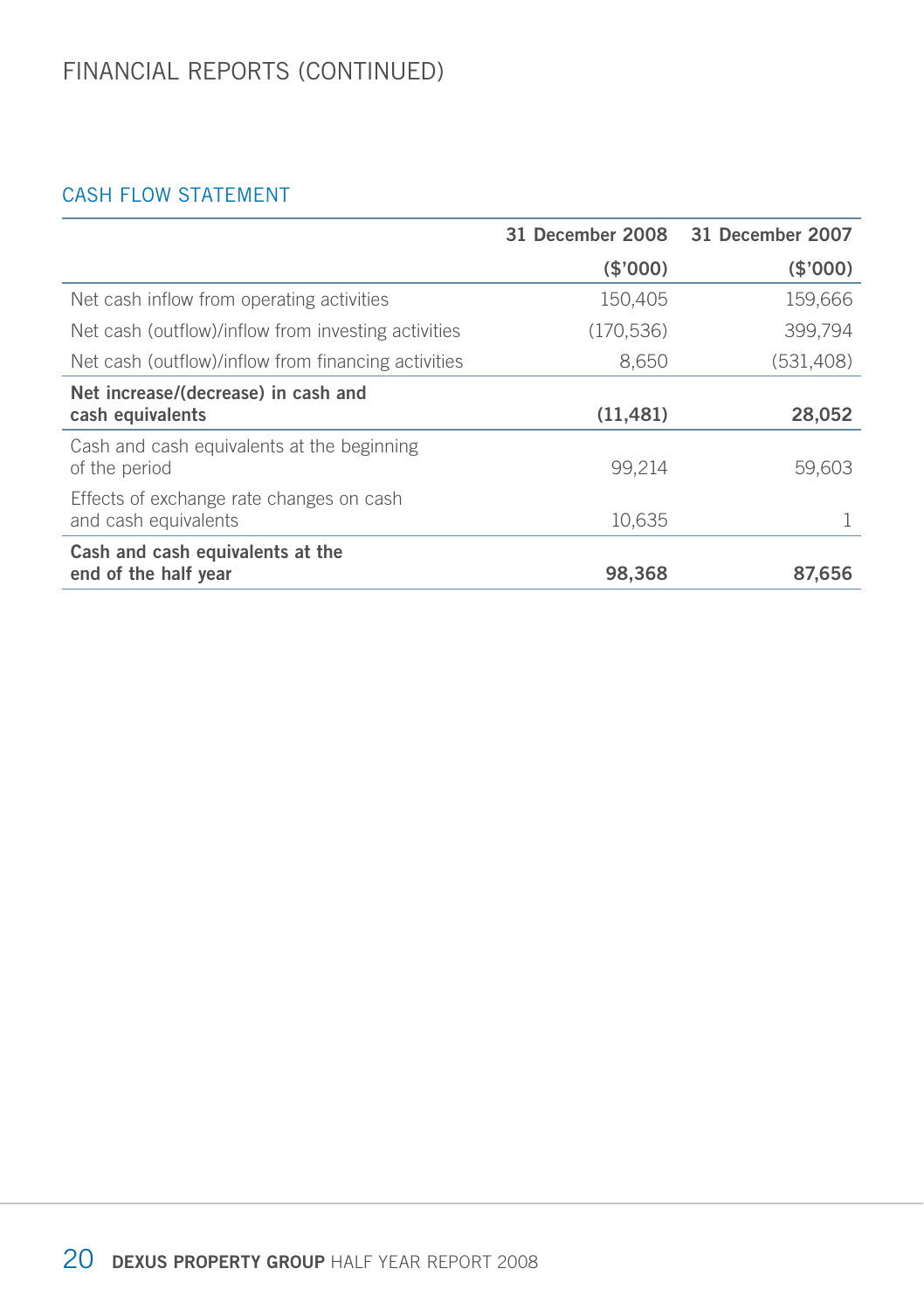# FINANCIAL REPORTS (CONTINUED)

## CASH FLOW STATEMENT

| | 31 December 2008 ($'000) | 31 December 2007 ($'000) |
|---|---:|---:|
| Net cash inflow from operating activities | 150,405 | 159,666 |
| Net cash (outflow)/inflow from investing activities | (170,536) | 399,794 |
| Net cash (outflow)/inflow from financing activities | 8,650 | (531,408) |
| **Net increase/(decrease) in cash and cash equivalents** | **(11,481)** | **28,052** |
| Cash and cash equivalents at the beginning of the period | 99,214 | 59,603 |
| Effects of exchange rate changes on cash and cash equivalents | 10,635 | 1 |
| **Cash and cash equivalents at the end of the half year** | **98,368** | **87,656** |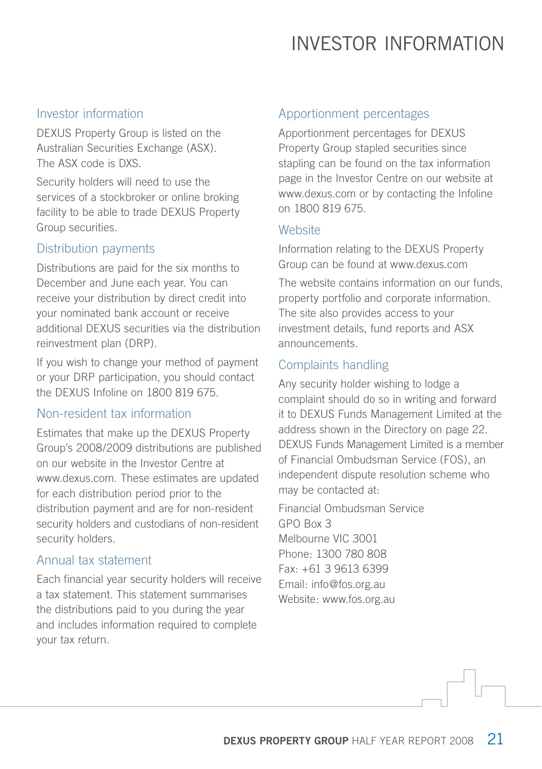# INVESTOR INFORMATION

## Investor information

DEXUS Property Group is listed on the Australian Securities Exchange (ASX). The ASX code is DXS.

Security holders will need to use the services of a stockbroker or online broking facility to be able to trade DEXUS Property Group securities.

## Distribution payments

Distributions are paid for the six months to December and June each year. You can receive your distribution by direct credit into your nominated bank account or receive additional DEXUS securities via the distribution reinvestment plan (DRP).

If you wish to change your method of payment or your DRP participation, you should contact the DEXUS Infoline on 1800 819 675.

## Non-resident tax information

Estimates that make up the DEXUS Property Group's 2008/2009 distributions are published on our website in the Investor Centre at www.dexus.com. These estimates are updated for each distribution period prior to the distribution payment and are for non-resident security holders and custodians of non-resident security holders.

## Annual tax statement

Each financial year security holders will receive a tax statement. This statement summarises the distributions paid to you during the year and includes information required to complete your tax return.

## Apportionment percentages

Apportionment percentages for DEXUS Property Group stapled securities since stapling can be found on the tax information page in the Investor Centre on our website at www.dexus.com or by contacting the Infoline on 1800 819 675.

## Website

Information relating to the DEXUS Property Group can be found at www.dexus.com

The website contains information on our funds, property portfolio and corporate information. The site also provides access to your investment details, fund reports and ASX announcements.

## Complaints handling

Any security holder wishing to lodge a complaint should do so in writing and forward it to DEXUS Funds Management Limited at the address shown in the Directory on page 22. DEXUS Funds Management Limited is a member of Financial Ombudsman Service (FOS), an independent dispute resolution scheme who may be contacted at:

Financial Ombudsman Service
GPO Box 3
Melbourne VIC 3001
Phone: 1300 780 808
Fax: +61 3 9613 6399
Email: info@fos.org.au
Website: www.fos.org.au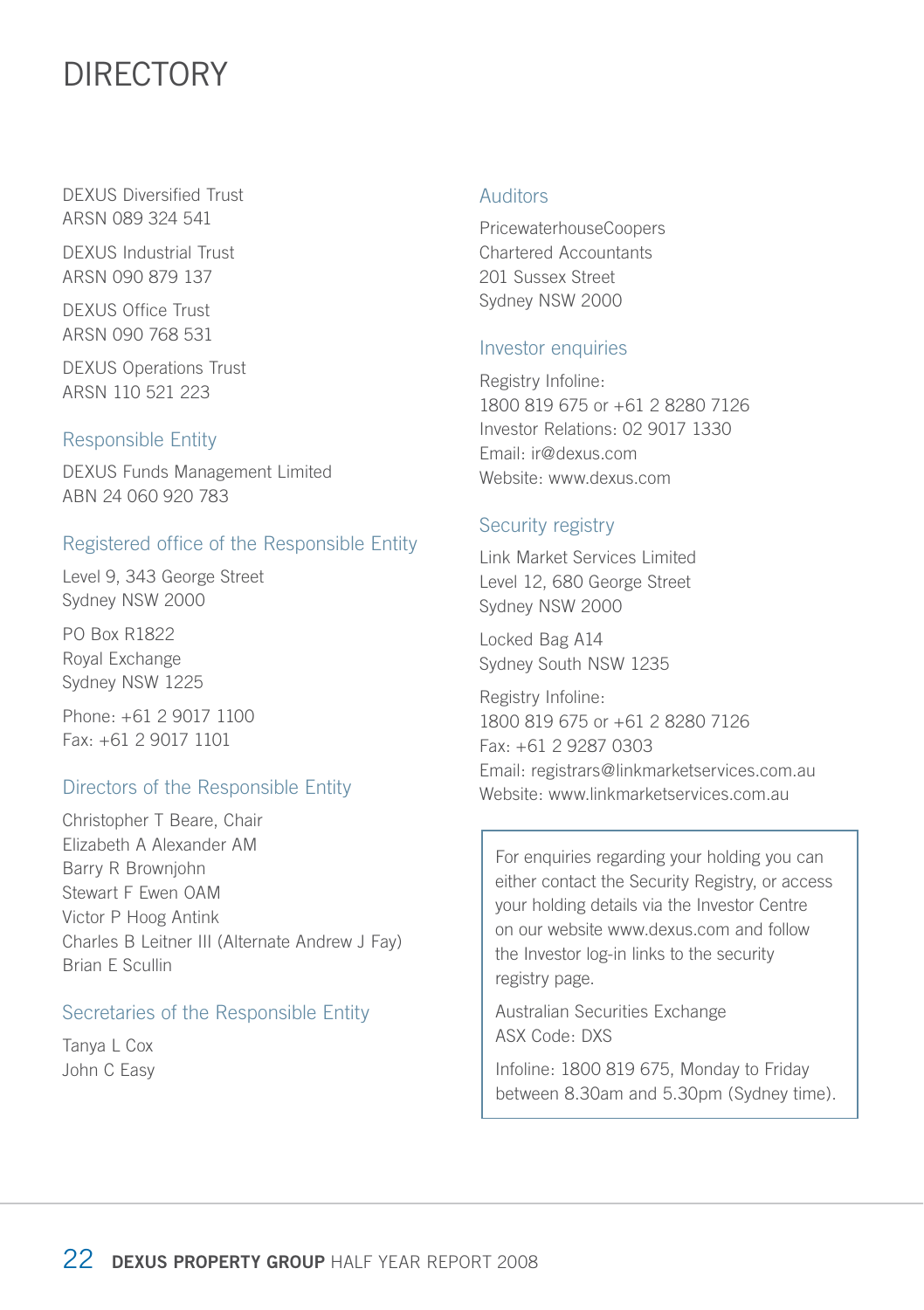# DIRECTORY

DEXUS Diversified Trust
ARSN 089 324 541

DEXUS Industrial Trust
ARSN 090 879 137

DEXUS Office Trust
ARSN 090 768 531

DEXUS Operations Trust
ARSN 110 521 223

## Responsible Entity

DEXUS Funds Management Limited
ABN 24 060 920 783

## Registered office of the Responsible Entity

Level 9, 343 George Street
Sydney NSW 2000

PO Box R1822
Royal Exchange
Sydney NSW 1225

Phone: +61 2 9017 1100
Fax: +61 2 9017 1101

## Directors of the Responsible Entity

Christopher T Beare, Chair
Elizabeth A Alexander AM
Barry R Brownjohn
Stewart F Ewen OAM
Victor P Hoog Antink
Charles B Leitner III (Alternate Andrew J Fay)
Brian E Scullin

## Secretaries of the Responsible Entity

Tanya L Cox
John C Easy

## Auditors

PricewaterhouseCoopers
Chartered Accountants
201 Sussex Street
Sydney NSW 2000

## Investor enquiries

Registry Infoline:
1800 819 675 or +61 2 8280 7126
Investor Relations: 02 9017 1330
Email: ir@dexus.com
Website: www.dexus.com

## Security registry

Link Market Services Limited
Level 12, 680 George Street
Sydney NSW 2000

Locked Bag A14
Sydney South NSW 1235

Registry Infoline:
1800 819 675 or +61 2 8280 7126
Fax: +61 2 9287 0303
Email: registrars@linkmarketservices.com.au
Website: www.linkmarketservices.com.au

For enquiries regarding your holding you can either contact the Security Registry, or access your holding details via the Investor Centre on our website www.dexus.com and follow the Investor log-in links to the security registry page.

Australian Securities Exchange
ASX Code: DXS

Infoline: 1800 819 675, Monday to Friday between 8.30am and 5.30pm (Sydney time).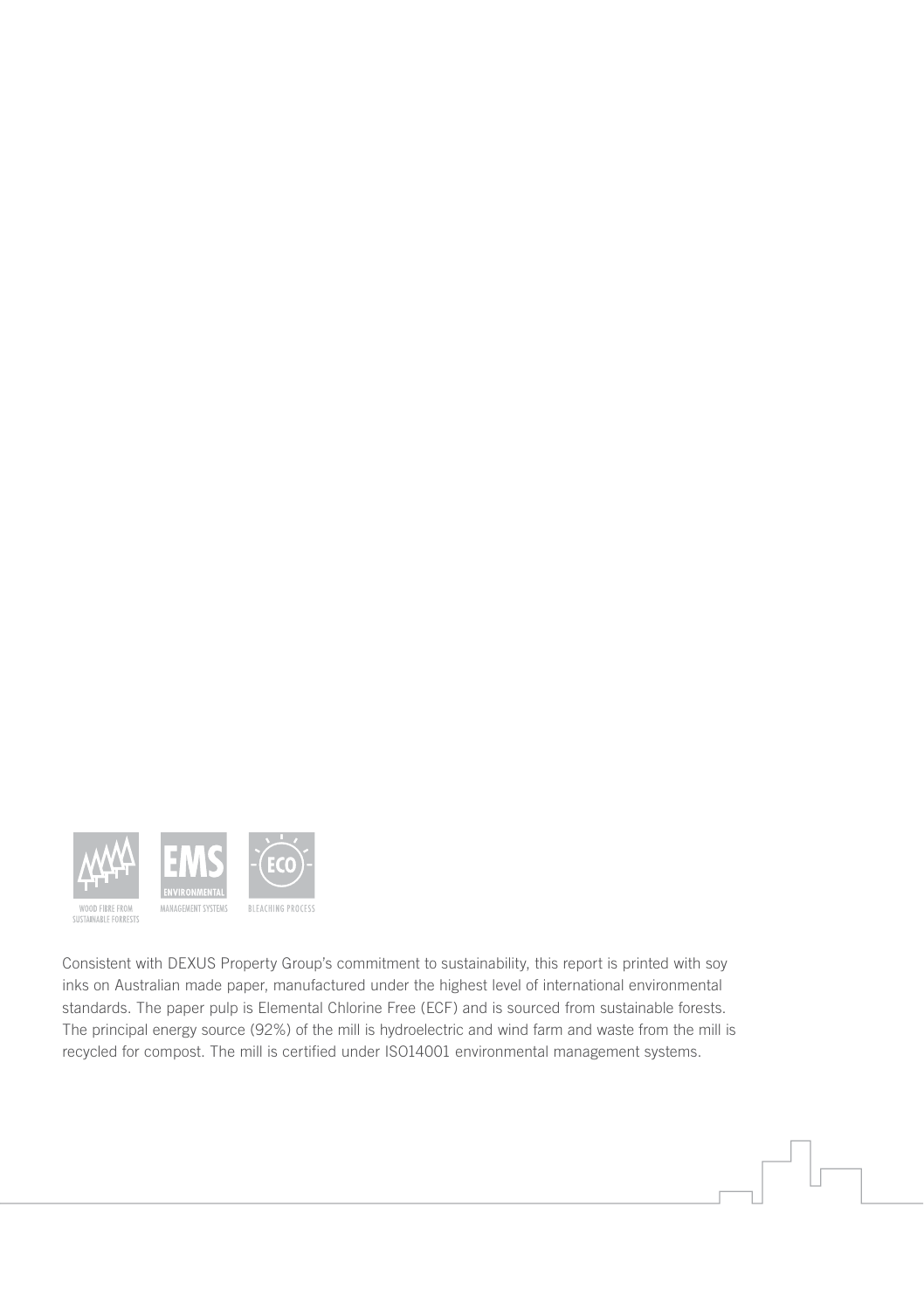WOOD FIBRE FROM SUSTAINABLE FORRESTS

EMS ENVIRONMENTAL MANAGEMENT SYSTEMS

ECO BLEACHING PROCESS

Consistent with DEXUS Property Group's commitment to sustainability, this report is printed with soy inks on Australian made paper, manufactured under the highest level of international environmental standards. The paper pulp is Elemental Chlorine Free (ECF) and is sourced from sustainable forests. The principal energy source (92%) of the mill is hydroelectric and wind farm and waste from the mill is recycled for compost. The mill is certified under ISO14001 environmental management systems.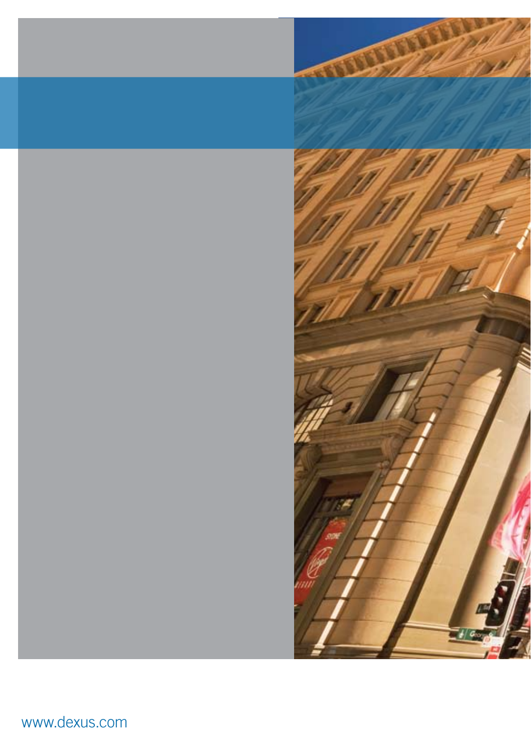www.dexus.com